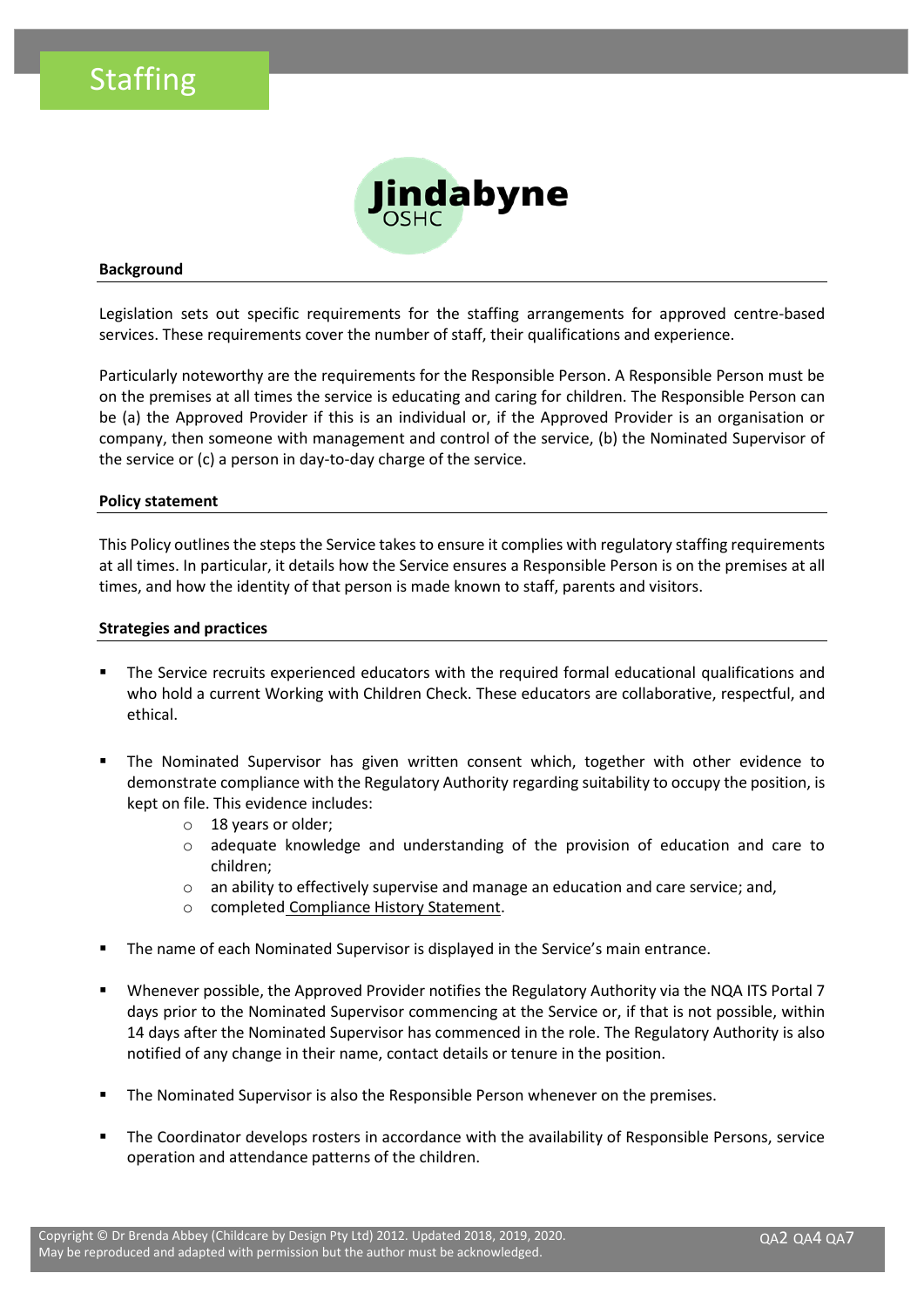# Staffing

Jindabyne OSHC

## Background

Legislation sets out specific requirements for the staffing arrangements for approved centre-based services. These requirements cover the number of staff, their qualifications and experience.

Particularly noteworthy are the requirements for the Responsible Person. A Responsible Person must be on the premises at all times the service is educating and caring for children. The Responsible Person can be (a) the Approved Provider if this is an individual or, if the Approved Provider is an organisation or company, then someone with management and control of the service, (b) the Nominated Supervisor of the service or (c) a person in day-to-day charge of the service.

## Policy statement

This Policy outlines the steps the Service takes to ensure it complies with regulatory staffing requirements at all times. In particular, it details how the Service ensures a Responsible Person is on the premises at all times, and how the identity of that person is made known to staff, parents and visitors.

## Strategies and practices

- The Service recruits experienced educators with the required formal educational qualifications and who hold a current Working with Children Check. These educators are collaborative, respectful, and ethical.
- The Nominated Supervisor has given written consent which, together with other evidence to demonstrate compliance with the Regulatory Authority regarding suitability to occupy the position, is kept on file. This evidence includes:
    - 18 years or older;
    - adequate knowledge and understanding of the provision of education and care to children;
    - an ability to effectively supervise and manage an education and care service; and,
    - completed Compliance History Statement.
- The name of each Nominated Supervisor is displayed in the Service's main entrance.
- Whenever possible, the Approved Provider notifies the Regulatory Authority via the NQA ITS Portal 7 days prior to the Nominated Supervisor commencing at the Service or, if that is not possible, within 14 days after the Nominated Supervisor has commenced in the role. The Regulatory Authority is also notified of any change in their name, contact details or tenure in the position.
- The Nominated Supervisor is also the Responsible Person whenever on the premises.
- The Coordinator develops rosters in accordance with the availability of Responsible Persons, service operation and attendance patterns of the children.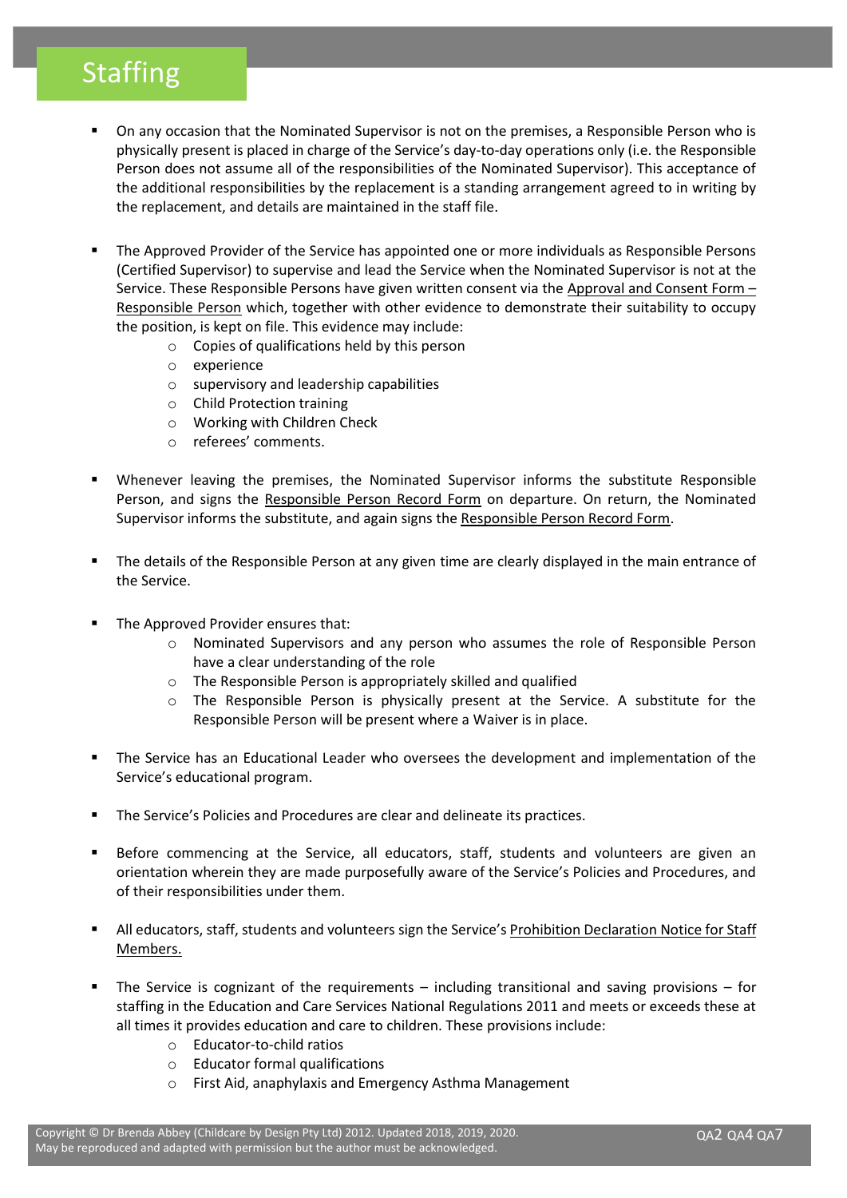# Staffing

- On any occasion that the Nominated Supervisor is not on the premises, a Responsible Person who is physically present is placed in charge of the Service's day-to-day operations only (i.e. the Responsible Person does not assume all of the responsibilities of the Nominated Supervisor). This acceptance of the additional responsibilities by the replacement is a standing arrangement agreed to in writing by the replacement, and details are maintained in the staff file.

- The Approved Provider of the Service has appointed one or more individuals as Responsible Persons (Certified Supervisor) to supervise and lead the Service when the Nominated Supervisor is not at the Service. These Responsible Persons have given written consent via the Approval and Consent Form – Responsible Person which, together with other evidence to demonstrate their suitability to occupy the position, is kept on file. This evidence may include:
  - Copies of qualifications held by this person
  - experience
  - supervisory and leadership capabilities
  - Child Protection training
  - Working with Children Check
  - referees' comments.

- Whenever leaving the premises, the Nominated Supervisor informs the substitute Responsible Person, and signs the Responsible Person Record Form on departure. On return, the Nominated Supervisor informs the substitute, and again signs the Responsible Person Record Form.

- The details of the Responsible Person at any given time are clearly displayed in the main entrance of the Service.

- The Approved Provider ensures that:
  - Nominated Supervisors and any person who assumes the role of Responsible Person have a clear understanding of the role
  - The Responsible Person is appropriately skilled and qualified
  - The Responsible Person is physically present at the Service. A substitute for the Responsible Person will be present where a Waiver is in place.

- The Service has an Educational Leader who oversees the development and implementation of the Service's educational program.

- The Service's Policies and Procedures are clear and delineate its practices.

- Before commencing at the Service, all educators, staff, students and volunteers are given an orientation wherein they are made purposefully aware of the Service's Policies and Procedures, and of their responsibilities under them.

- All educators, staff, students and volunteers sign the Service's Prohibition Declaration Notice for Staff Members.

- The Service is cognizant of the requirements – including transitional and saving provisions – for staffing in the Education and Care Services National Regulations 2011 and meets or exceeds these at all times it provides education and care to children. These provisions include:
  - Educator-to-child ratios
  - Educator formal qualifications
  - First Aid, anaphylaxis and Emergency Asthma Management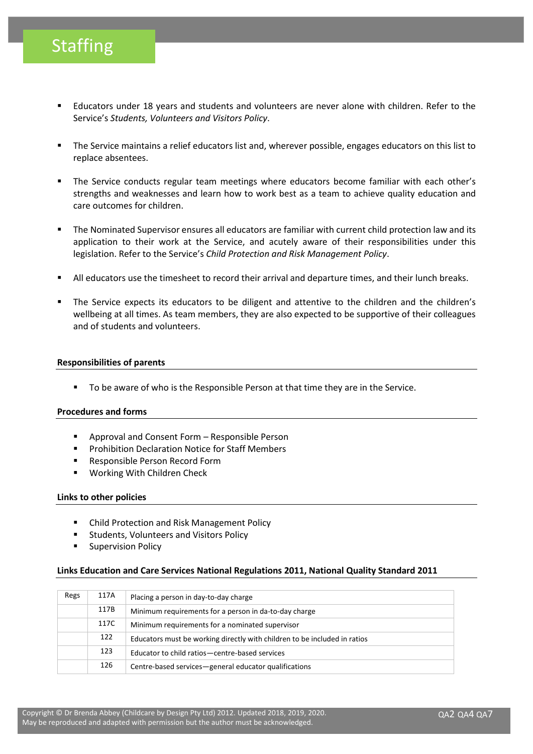- Educators under 18 years and students and volunteers are never alone with children. Refer to the Service's *Students, Volunteers and Visitors Policy*.

- The Service maintains a relief educators list and, wherever possible, engages educators on this list to replace absentees.

- The Service conducts regular team meetings where educators become familiar with each other's strengths and weaknesses and learn how to work best as a team to achieve quality education and care outcomes for children.

- The Nominated Supervisor ensures all educators are familiar with current child protection law and its application to their work at the Service, and acutely aware of their responsibilities under this legislation. Refer to the Service's *Child Protection and Risk Management Policy*.

- All educators use the timesheet to record their arrival and departure times, and their lunch breaks.

- The Service expects its educators to be diligent and attentive to the children and the children's wellbeing at all times. As team members, they are also expected to be supportive of their colleagues and of students and volunteers.

**Responsibilities of parents**

- To be aware of who is the Responsible Person at that time they are in the Service.

**Procedures and forms**

- Approval and Consent Form – Responsible Person
- Prohibition Declaration Notice for Staff Members
- Responsible Person Record Form
- Working With Children Check

**Links to other policies**

- Child Protection and Risk Management Policy
- Students, Volunteers and Visitors Policy
- Supervision Policy

**Links Education and Care Services National Regulations 2011, National Quality Standard 2011**

| Regs | 117A | Placing a person in day-to-day charge |
|---|---|---|
| | 117B | Minimum requirements for a person in da-to-day charge |
| | 117C | Minimum requirements for a nominated supervisor |
| | 122 | Educators must be working directly with children to be included in ratios |
| | 123 | Educator to child ratios—centre-based services |
| | 126 | Centre-based services—general educator qualifications |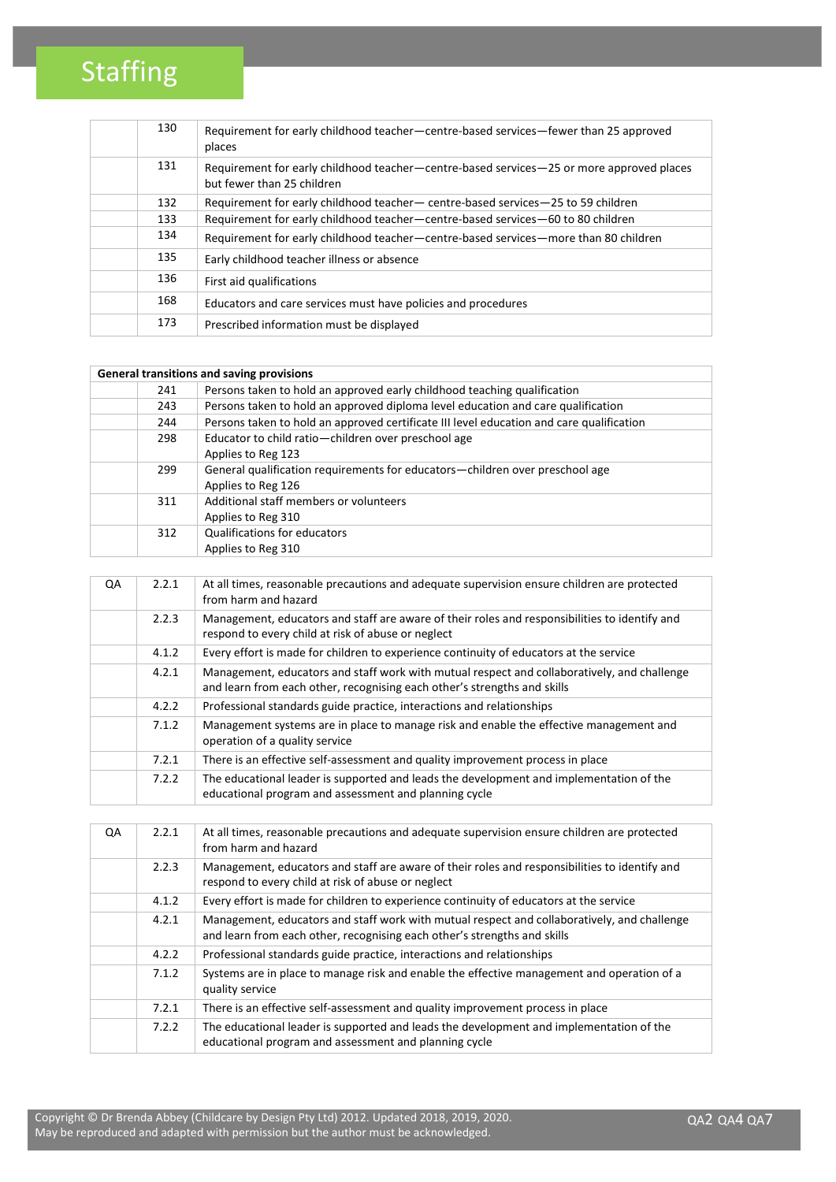# Staffing

| | | |
|---|---|---|
| | 130 | Requirement for early childhood teacher—centre-based services—fewer than 25 approved places |
| | 131 | Requirement for early childhood teacher—centre-based services—25 or more approved places but fewer than 25 children |
| | 132 | Requirement for early childhood teacher— centre-based services—25 to 59 children |
| | 133 | Requirement for early childhood teacher—centre-based services—60 to 80 children |
| | 134 | Requirement for early childhood teacher—centre-based services—more than 80 children |
| | 135 | Early childhood teacher illness or absence |
| | 136 | First aid qualifications |
| | 168 | Educators and care services must have policies and procedures |
| | 173 | Prescribed information must be displayed |

| **General transitions and saving provisions** | | |
|---|---|---|
| | 241 | Persons taken to hold an approved early childhood teaching qualification |
| | 243 | Persons taken to hold an approved diploma level education and care qualification |
| | 244 | Persons taken to hold an approved certificate III level education and care qualification |
| | 298 | Educator to child ratio—children over preschool age<br>Applies to Reg 123 |
| | 299 | General qualification requirements for educators—children over preschool age<br>Applies to Reg 126 |
| | 311 | Additional staff members or volunteers<br>Applies to Reg 310 |
| | 312 | Qualifications for educators<br>Applies to Reg 310 |

| QA | 2.2.1 | At all times, reasonable precautions and adequate supervision ensure children are protected from harm and hazard |
|---|---|---|
| | 2.2.3 | Management, educators and staff are aware of their roles and responsibilities to identify and respond to every child at risk of abuse or neglect |
| | 4.1.2 | Every effort is made for children to experience continuity of educators at the service |
| | 4.2.1 | Management, educators and staff work with mutual respect and collaboratively, and challenge and learn from each other, recognising each other's strengths and skills |
| | 4.2.2 | Professional standards guide practice, interactions and relationships |
| | 7.1.2 | Management systems are in place to manage risk and enable the effective management and operation of a quality service |
| | 7.2.1 | There is an effective self-assessment and quality improvement process in place |
| | 7.2.2 | The educational leader is supported and leads the development and implementation of the educational program and assessment and planning cycle |

| QA | 2.2.1 | At all times, reasonable precautions and adequate supervision ensure children are protected from harm and hazard |
|---|---|---|
| | 2.2.3 | Management, educators and staff are aware of their roles and responsibilities to identify and respond to every child at risk of abuse or neglect |
| | 4.1.2 | Every effort is made for children to experience continuity of educators at the service |
| | 4.2.1 | Management, educators and staff work with mutual respect and collaboratively, and challenge and learn from each other, recognising each other's strengths and skills |
| | 4.2.2 | Professional standards guide practice, interactions and relationships |
| | 7.1.2 | Systems are in place to manage risk and enable the effective management and operation of a quality service |
| | 7.2.1 | There is an effective self-assessment and quality improvement process in place |
| | 7.2.2 | The educational leader is supported and leads the development and implementation of the educational program and assessment and planning cycle |

Copyright © Dr Brenda Abbey (Childcare by Design Pty Ltd) 2012. Updated 2018, 2019, 2020.
May be reproduced and adapted with permission but the author must be acknowledged.

QA2 QA4 QA7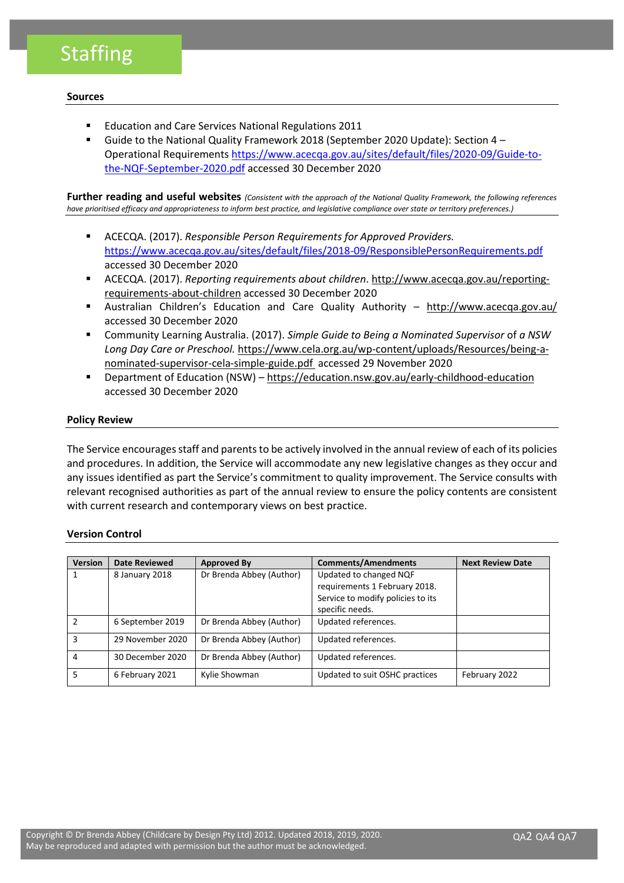# Staffing

### Sources

- Education and Care Services National Regulations 2011
- Guide to the National Quality Framework 2018 (September 2020 Update): Section 4 – Operational Requirements https://www.acecqa.gov.au/sites/default/files/2020-09/Guide-to-the-NQF-September-2020.pdf accessed 30 December 2020

### Further reading and useful websites

*(Consistent with the approach of the National Quality Framework, the following references have prioritised efficacy and appropriateness to inform best practice, and legislative compliance over state or territory preferences.)*

- ACECQA. (2017). *Responsible Person Requirements for Approved Providers.* https://www.acecqa.gov.au/sites/default/files/2018-09/ResponsiblePersonRequirements.pdf accessed 30 December 2020
- ACECQA. (2017). *Reporting requirements about children*. http://www.acecqa.gov.au/reporting-requirements-about-children accessed 30 December 2020
- Australian Children's Education and Care Quality Authority – http://www.acecqa.gov.au/ accessed 30 December 2020
- Community Learning Australia. (2017). *Simple Guide to Being a Nominated Supervisor* of *a NSW Long Day Care or Preschool.* https://www.cela.org.au/wp-content/uploads/Resources/being-a-nominated-supervisor-cela-simple-guide.pdf accessed 29 November 2020
- Department of Education (NSW) – https://education.nsw.gov.au/early-childhood-education accessed 30 December 2020

### Policy Review

The Service encourages staff and parents to be actively involved in the annual review of each of its policies and procedures. In addition, the Service will accommodate any new legislative changes as they occur and any issues identified as part the Service's commitment to quality improvement. The Service consults with relevant recognised authorities as part of the annual review to ensure the policy contents are consistent with current research and contemporary views on best practice.

### Version Control

| Version | Date Reviewed | Approved By | Comments/Amendments | Next Review Date |
|---|---|---|---|---|
| 1 | 8 January 2018 | Dr Brenda Abbey (Author) | Updated to changed NQF requirements 1 February 2018. Service to modify policies to its specific needs. | |
| 2 | 6 September 2019 | Dr Brenda Abbey (Author) | Updated references. | |
| 3 | 29 November 2020 | Dr Brenda Abbey (Author) | Updated references. | |
| 4 | 30 December 2020 | Dr Brenda Abbey (Author) | Updated references. | |
| 5 | 6 February 2021 | Kylie Showman | Updated to suit OSHC practices | February 2022 |

Copyright © Dr Brenda Abbey (Childcare by Design Pty Ltd) 2012. Updated 2018, 2019, 2020. May be reproduced and adapted with permission but the author must be acknowledged.

QA2 QA4 QA7